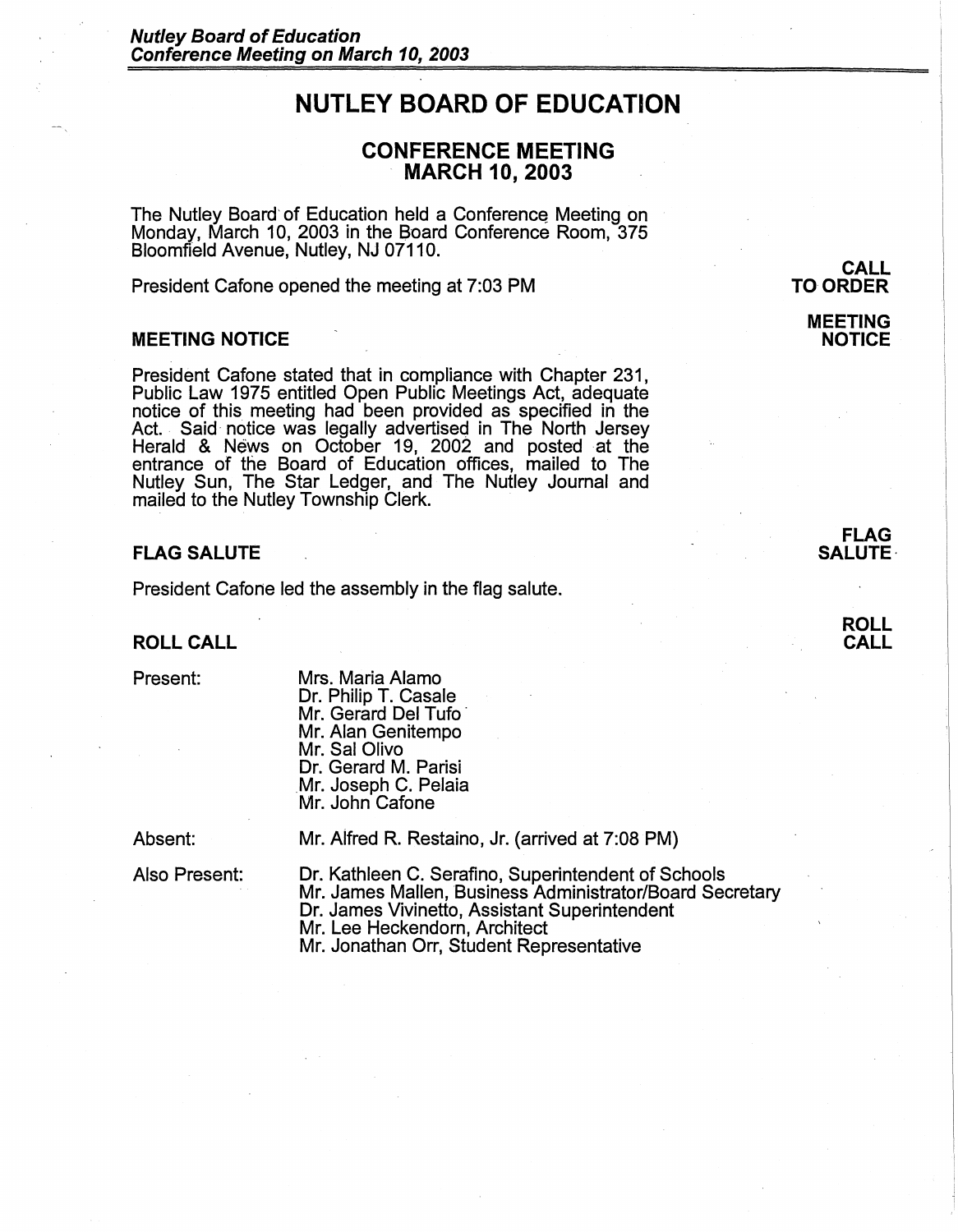# NUTLEY BOARD OF EDUCATION

## CONFERENCE MEETING
## MARCH 10, 2003

The Nutley Board of Education held a Conference Meeting on Monday, March 10, 2003 in the Board Conference Room, 375 Bloomfield Avenue, Nutley, NJ 07110.

**CALL TO ORDER**

President Cafone opened the meeting at 7:03 PM

**MEETING NOTICE**

### MEETING NOTICE

President Cafone stated that in compliance with Chapter 231, Public Law 1975 entitled Open Public Meetings Act, adequate notice of this meeting had been provided as specified in the Act. Said notice was legally advertised in The North Jersey Herald & News on October 19, 2002 and posted at the entrance of the Board of Education offices, mailed to The Nutley Sun, The Star Ledger, and The Nutley Journal and mailed to the Nutley Township Clerk.

**FLAG SALUTE**

### FLAG SALUTE

President Cafone led the assembly in the flag salute.

**ROLL CALL**

### ROLL CALL

Present:
- Mrs. Maria Alamo
- Dr. Philip T. Casale
- Mr. Gerard Del Tufo
- Mr. Alan Genitempo
- Mr. Sal Olivo
- Dr. Gerard M. Parisi
- Mr. Joseph C. Pelaia
- Mr. John Cafone

Absent:
- Mr. Alfred R. Restaino, Jr. (arrived at 7:08 PM)

Also Present:
- Dr. Kathleen C. Serafino, Superintendent of Schools
- Mr. James Mallen, Business Administrator/Board Secretary
- Dr. James Vivinetto, Assistant Superintendent
- Mr. Lee Heckendorn, Architect
- Mr. Jonathan Orr, Student Representative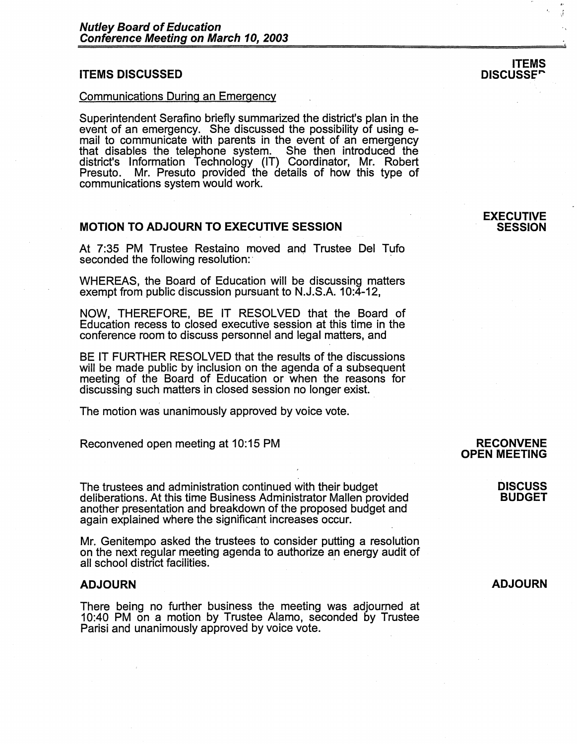## ITEMS DISCUSSED

**ITEMS DISCUSSED**

Communications During an Emergency

Superintendent Serafino briefly summarized the district's plan in the event of an emergency. She discussed the possibility of using e-mail to communicate with parents in the event of an emergency that disables the telephone system. She then introduced the district's Information Technology (IT) Coordinator, Mr. Robert Presuto. Mr. Presuto provided the details of how this type of communications system would work.

## MOTION TO ADJOURN TO EXECUTIVE SESSION

**EXECUTIVE SESSION**

At 7:35 PM Trustee Restaino moved and Trustee Del Tufo seconded the following resolution:

WHEREAS, the Board of Education will be discussing matters exempt from public discussion pursuant to N.J.S.A. 10:4-12,

NOW, THEREFORE, BE IT RESOLVED that the Board of Education recess to closed executive session at this time in the conference room to discuss personnel and legal matters, and

BE IT FURTHER RESOLVED that the results of the discussions will be made public by inclusion on the agenda of a subsequent meeting of the Board of Education or when the reasons for discussing such matters in closed session no longer exist.

The motion was unanimously approved by voice vote.

**RECONVENE OPEN MEETING**

Reconvened open meeting at 10:15 PM

**DISCUSS BUDGET**

The trustees and administration continued with their budget deliberations. At this time Business Administrator Mallen provided another presentation and breakdown of the proposed budget and again explained where the significant increases occur.

Mr. Genitempo asked the trustees to consider putting a resolution on the next regular meeting agenda to authorize an energy audit of all school district facilities.

## ADJOURN

**ADJOURN**

There being no further business the meeting was adjourned at 10:40 PM on a motion by Trustee Alamo, seconded by Trustee Parisi and unanimously approved by voice vote.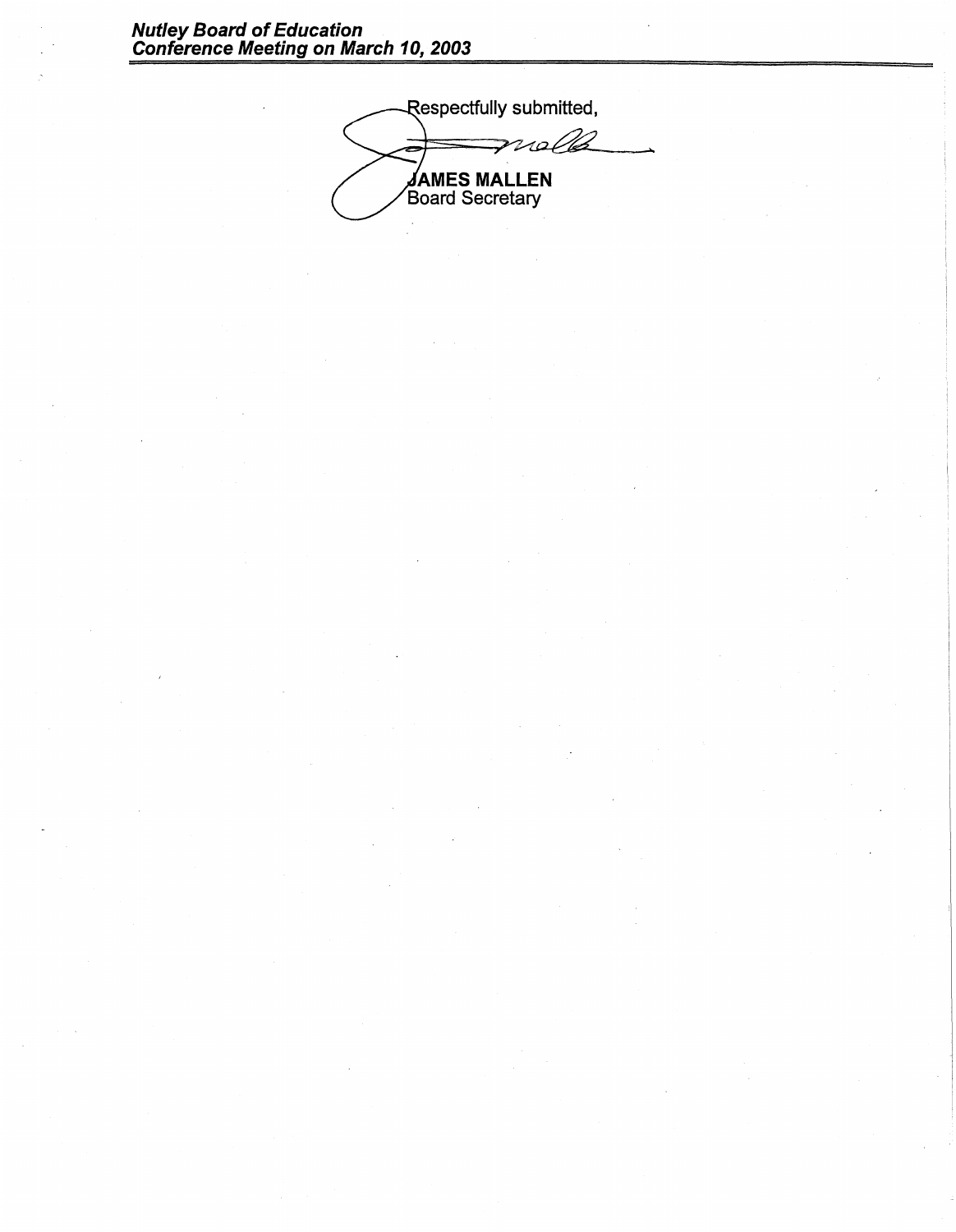Respectfully submitted,

**JAMES MALLEN**
Board Secretary